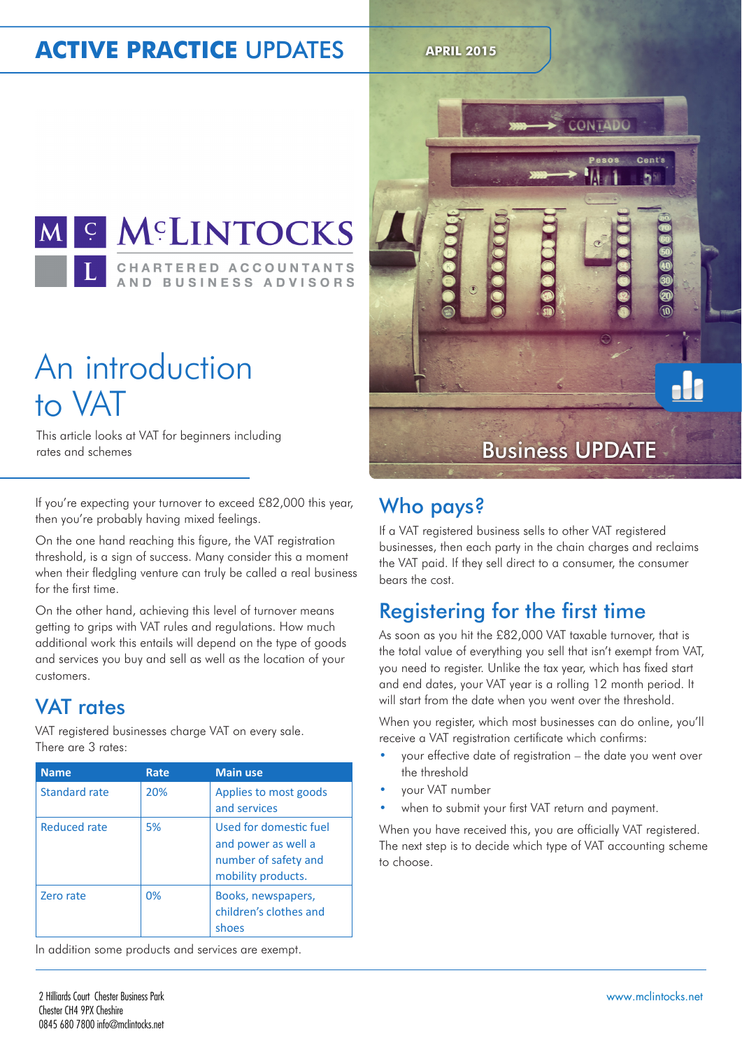**ACTIVE PRACTICE UPDATES**

APRIL 2015

McLINTOCKS
CHARTERED ACCOUNTANTS AND BUSINESS ADVISORS

# An introduction to VAT

This article looks at VAT for beginners including rates and schemes

Business UPDATE

If you're expecting your turnover to exceed £82,000 this year, then you're probably having mixed feelings.

On the one hand reaching this figure, the VAT registration threshold, is a sign of success. Many consider this a moment when their fledgling venture can truly be called a real business for the first time.

On the other hand, achieving this level of turnover means getting to grips with VAT rules and regulations. How much additional work this entails will depend on the type of goods and services you buy and sell as well as the location of your customers.

## VAT rates

VAT registered businesses charge VAT on every sale. There are 3 rates:

| Name | Rate | Main use |
|---|---|---|
| Standard rate | 20% | Applies to most goods and services |
| Reduced rate | 5% | Used for domestic fuel and power as well a number of safety and mobility products. |
| Zero rate | 0% | Books, newspapers, children's clothes and shoes |

In addition some products and services are exempt.

## Who pays?

If a VAT registered business sells to other VAT registered businesses, then each party in the chain charges and reclaims the VAT paid. If they sell direct to a consumer, the consumer bears the cost.

## Registering for the first time

As soon as you hit the £82,000 VAT taxable turnover, that is the total value of everything you sell that isn't exempt from VAT, you need to register. Unlike the tax year, which has fixed start and end dates, your VAT year is a rolling 12 month period. It will start from the date when you went over the threshold.

When you register, which most businesses can do online, you'll receive a VAT registration certificate which confirms:

- your effective date of registration – the date you went over the threshold
- your VAT number
- when to submit your first VAT return and payment.

When you have received this, you are officially VAT registered. The next step is to decide which type of VAT accounting scheme to choose.

2 Hilliards Court Chester Business Park
Chester CH4 9PX Cheshire
0845 680 7800 info@mclintocks.net

www.mclintocks.net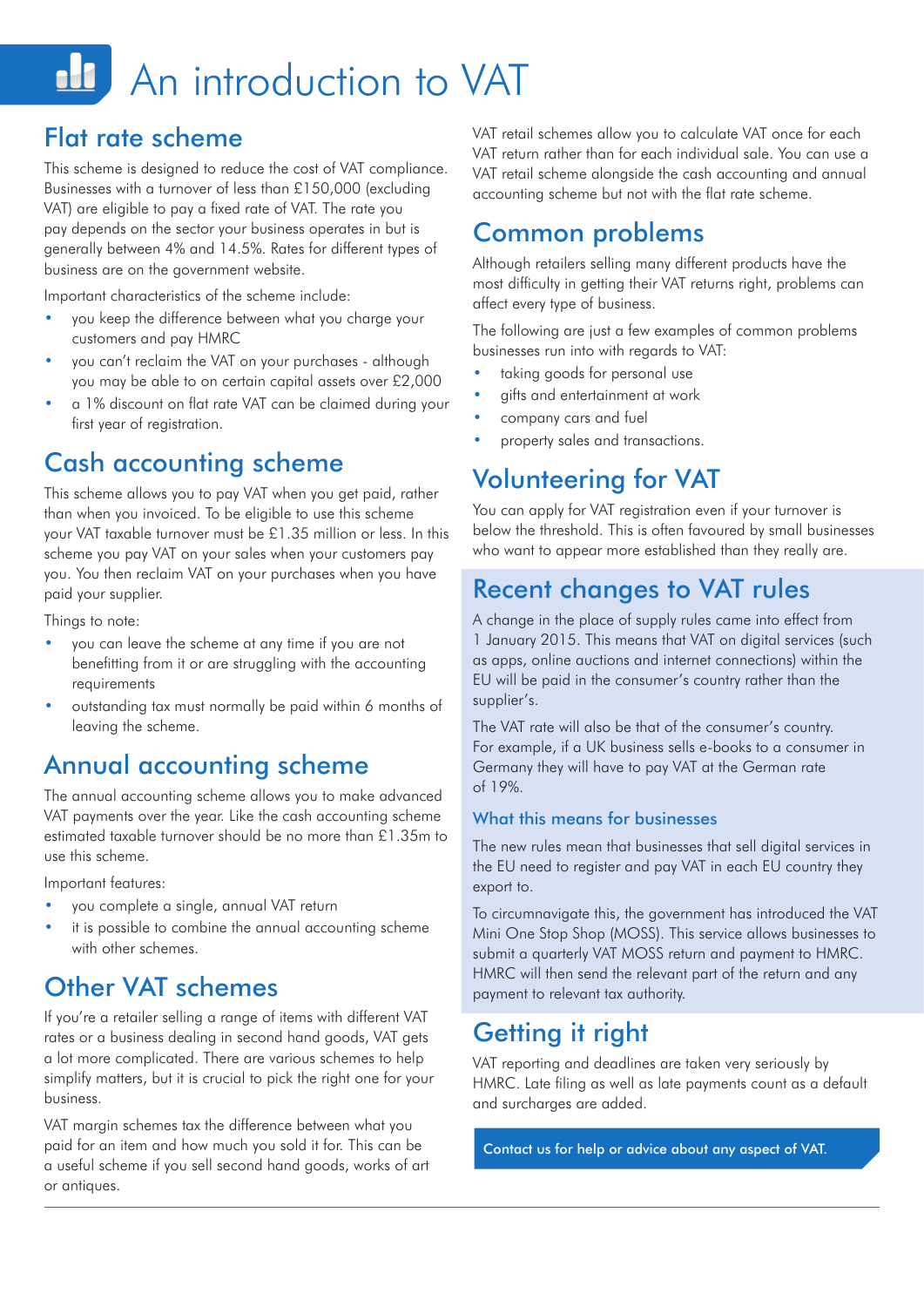# An introduction to VAT

## Flat rate scheme

This scheme is designed to reduce the cost of VAT compliance. Businesses with a turnover of less than £150,000 (excluding VAT) are eligible to pay a fixed rate of VAT. The rate you pay depends on the sector your business operates in but is generally between 4% and 14.5%. Rates for different types of business are on the government website.

Important characteristics of the scheme include:

- you keep the difference between what you charge your customers and pay HMRC
- you can't reclaim the VAT on your purchases - although you may be able to on certain capital assets over £2,000
- a 1% discount on flat rate VAT can be claimed during your first year of registration.

## Cash accounting scheme

This scheme allows you to pay VAT when you get paid, rather than when you invoiced. To be eligible to use this scheme your VAT taxable turnover must be £1.35 million or less. In this scheme you pay VAT on your sales when your customers pay you. You then reclaim VAT on your purchases when you have paid your supplier.

Things to note:

- you can leave the scheme at any time if you are not benefitting from it or are struggling with the accounting requirements
- outstanding tax must normally be paid within 6 months of leaving the scheme.

## Annual accounting scheme

The annual accounting scheme allows you to make advanced VAT payments over the year. Like the cash accounting scheme estimated taxable turnover should be no more than £1.35m to use this scheme.

Important features:

- you complete a single, annual VAT return
- it is possible to combine the annual accounting scheme with other schemes.

## Other VAT schemes

If you're a retailer selling a range of items with different VAT rates or a business dealing in second hand goods, VAT gets a lot more complicated. There are various schemes to help simplify matters, but it is crucial to pick the right one for your business.

VAT margin schemes tax the difference between what you paid for an item and how much you sold it for. This can be a useful scheme if you sell second hand goods, works of art or antiques.

VAT retail schemes allow you to calculate VAT once for each VAT return rather than for each individual sale. You can use a VAT retail scheme alongside the cash accounting and annual accounting scheme but not with the flat rate scheme.

## Common problems

Although retailers selling many different products have the most difficulty in getting their VAT returns right, problems can affect every type of business.

The following are just a few examples of common problems businesses run into with regards to VAT:

- taking goods for personal use
- gifts and entertainment at work
- company cars and fuel
- property sales and transactions.

## Volunteering for VAT

You can apply for VAT registration even if your turnover is below the threshold. This is often favoured by small businesses who want to appear more established than they really are.

## Recent changes to VAT rules

A change in the place of supply rules came into effect from 1 January 2015. This means that VAT on digital services (such as apps, online auctions and internet connections) within the EU will be paid in the consumer's country rather than the supplier's.

The VAT rate will also be that of the consumer's country. For example, if a UK business sells e-books to a consumer in Germany they will have to pay VAT at the German rate of 19%.

### What this means for businesses

The new rules mean that businesses that sell digital services in the EU need to register and pay VAT in each EU country they export to.

To circumnavigate this, the government has introduced the VAT Mini One Stop Shop (MOSS). This service allows businesses to submit a quarterly VAT MOSS return and payment to HMRC. HMRC will then send the relevant part of the return and any payment to relevant tax authority.

## Getting it right

VAT reporting and deadlines are taken very seriously by HMRC. Late filing as well as late payments count as a default and surcharges are added.

Contact us for help or advice about any aspect of VAT.